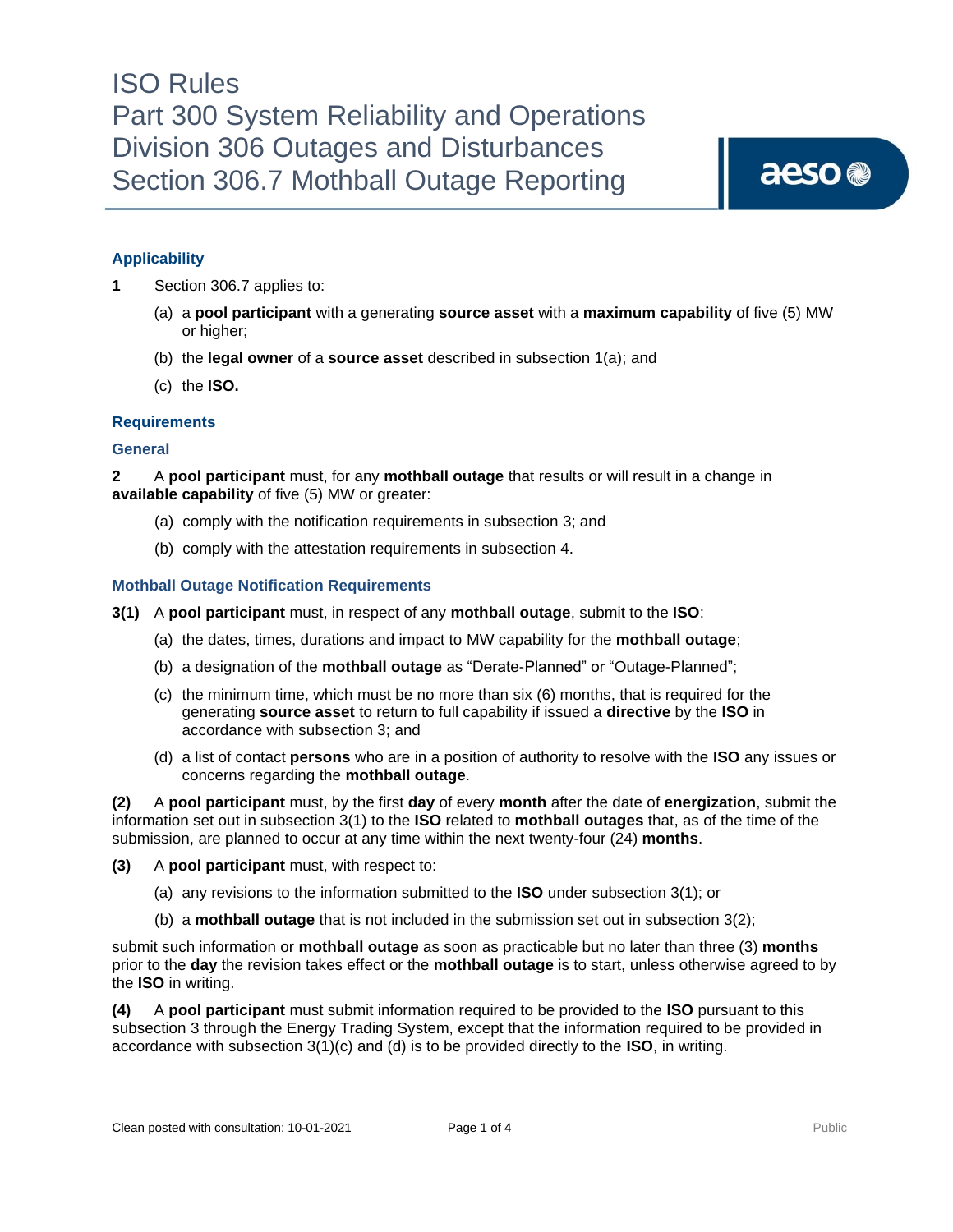# ISO Rules
# Part 300 System Reliability and Operations
# Division 306 Outages and Disturbances
# Section 306.7 Mothball Outage Reporting

### Applicability

**1** Section 306.7 applies to:

(a) a **pool participant** with a generating **source asset** with a **maximum capability** of five (5) MW or higher;

(b) the **legal owner** of a **source asset** described in subsection 1(a); and

(c) the **ISO.**

### Requirements

### General

**2** A **pool participant** must, for any **mothball outage** that results or will result in a change in **available capability** of five (5) MW or greater:

(a) comply with the notification requirements in subsection 3; and

(b) comply with the attestation requirements in subsection 4.

### Mothball Outage Notification Requirements

**3(1)** A **pool participant** must, in respect of any **mothball outage**, submit to the **ISO**:

(a) the dates, times, durations and impact to MW capability for the **mothball outage**;

(b) a designation of the **mothball outage** as "Derate-Planned" or "Outage-Planned";

(c) the minimum time, which must be no more than six (6) months, that is required for the generating **source asset** to return to full capability if issued a **directive** by the **ISO** in accordance with subsection 3; and

(d) a list of contact **persons** who are in a position of authority to resolve with the **ISO** any issues or concerns regarding the **mothball outage**.

**(2)** A **pool participant** must, by the first **day** of every **month** after the date of **energization**, submit the information set out in subsection 3(1) to the **ISO** related to **mothball outages** that, as of the time of the submission, are planned to occur at any time within the next twenty-four (24) **months**.

**(3)** A **pool participant** must, with respect to:

(a) any revisions to the information submitted to the **ISO** under subsection 3(1); or

(b) a **mothball outage** that is not included in the submission set out in subsection 3(2);

submit such information or **mothball outage** as soon as practicable but no later than three (3) **months** prior to the **day** the revision takes effect or the **mothball outage** is to start, unless otherwise agreed to by the **ISO** in writing.

**(4)** A **pool participant** must submit information required to be provided to the **ISO** pursuant to this subsection 3 through the Energy Trading System, except that the information required to be provided in accordance with subsection 3(1)(c) and (d) is to be provided directly to the **ISO**, in writing.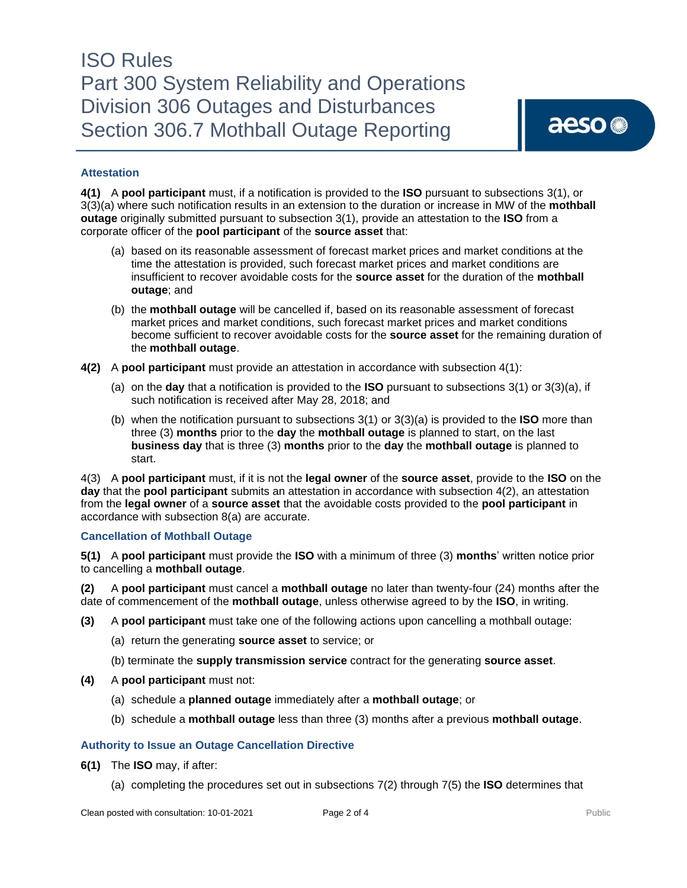### Attestation

**4(1)** A **pool participant** must, if a notification is provided to the **ISO** pursuant to subsections 3(1), or 3(3)(a) where such notification results in an extension to the duration or increase in MW of the **mothball outage** originally submitted pursuant to subsection 3(1), provide an attestation to the **ISO** from a corporate officer of the **pool participant** of the **source asset** that:

(a) based on its reasonable assessment of forecast market prices and market conditions at the time the attestation is provided, such forecast market prices and market conditions are insufficient to recover avoidable costs for the **source asset** for the duration of the **mothball outage**; and

(b) the **mothball outage** will be cancelled if, based on its reasonable assessment of forecast market prices and market conditions, such forecast market prices and market conditions become sufficient to recover avoidable costs for the **source asset** for the remaining duration of the **mothball outage**.

**4(2)** A **pool participant** must provide an attestation in accordance with subsection 4(1):

(a) on the **day** that a notification is provided to the **ISO** pursuant to subsections 3(1) or 3(3)(a), if such notification is received after May 28, 2018; and

(b) when the notification pursuant to subsections 3(1) or 3(3)(a) is provided to the **ISO** more than three (3) **months** prior to the **day** the **mothball outage** is planned to start, on the last **business day** that is three (3) **months** prior to the **day** the **mothball outage** is planned to start.

4(3) A **pool participant** must, if it is not the **legal owner** of the **source asset**, provide to the **ISO** on the **day** that the **pool participant** submits an attestation in accordance with subsection 4(2), an attestation from the **legal owner** of a **source asset** that the avoidable costs provided to the **pool participant** in accordance with subsection 8(a) are accurate.

### Cancellation of Mothball Outage

**5(1)** A **pool participant** must provide the **ISO** with a minimum of three (3) **months**' written notice prior to cancelling a **mothball outage**.

**(2)** A **pool participant** must cancel a **mothball outage** no later than twenty-four (24) months after the date of commencement of the **mothball outage**, unless otherwise agreed to by the **ISO**, in writing.

**(3)** A **pool participant** must take one of the following actions upon cancelling a mothball outage:

(a) return the generating **source asset** to service; or

(b) terminate the **supply transmission service** contract for the generating **source asset**.

**(4)** A **pool participant** must not:

(a) schedule a **planned outage** immediately after a **mothball outage**; or

(b) schedule a **mothball outage** less than three (3) months after a previous **mothball outage**.

### Authority to Issue an Outage Cancellation Directive

**6(1)** The **ISO** may, if after:

(a) completing the procedures set out in subsections 7(2) through 7(5) the **ISO** determines that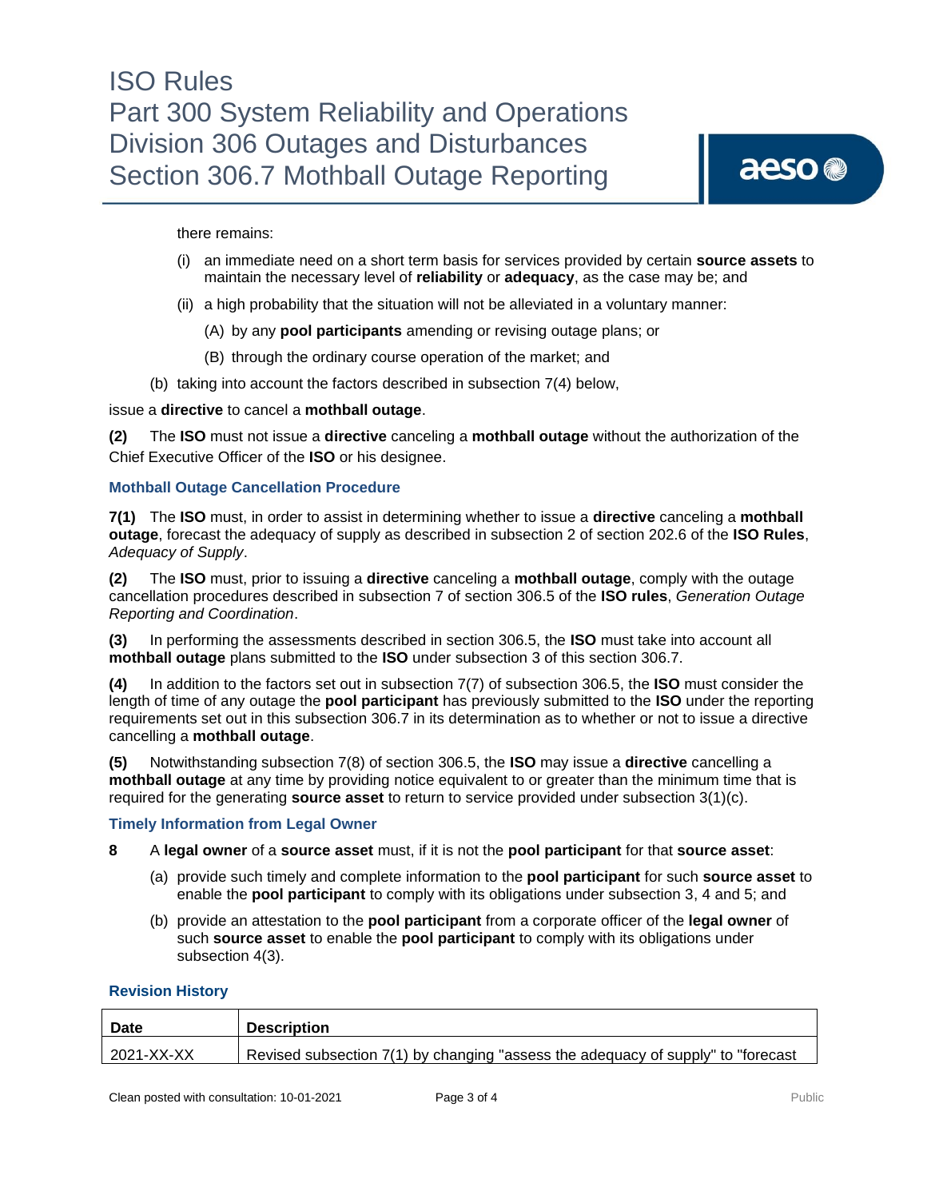there remains:

(i) an immediate need on a short term basis for services provided by certain **source assets** to maintain the necessary level of **reliability** or **adequacy**, as the case may be; and

(ii) a high probability that the situation will not be alleviated in a voluntary manner:

(A) by any **pool participants** amending or revising outage plans; or

(B) through the ordinary course operation of the market; and

(b) taking into account the factors described in subsection 7(4) below,

issue a **directive** to cancel a **mothball outage**.

**(2)** The **ISO** must not issue a **directive** canceling a **mothball outage** without the authorization of the Chief Executive Officer of the **ISO** or his designee.

### Mothball Outage Cancellation Procedure

**7(1)** The **ISO** must, in order to assist in determining whether to issue a **directive** canceling a **mothball outage**, forecast the adequacy of supply as described in subsection 2 of section 202.6 of the **ISO Rules**, *Adequacy of Supply*.

**(2)** The **ISO** must, prior to issuing a **directive** canceling a **mothball outage**, comply with the outage cancellation procedures described in subsection 7 of section 306.5 of the **ISO rules**, *Generation Outage Reporting and Coordination*.

**(3)** In performing the assessments described in section 306.5, the **ISO** must take into account all **mothball outage** plans submitted to the **ISO** under subsection 3 of this section 306.7.

**(4)** In addition to the factors set out in subsection 7(7) of subsection 306.5, the **ISO** must consider the length of time of any outage the **pool participant** has previously submitted to the **ISO** under the reporting requirements set out in this subsection 306.7 in its determination as to whether or not to issue a directive cancelling a **mothball outage**.

**(5)** Notwithstanding subsection 7(8) of section 306.5, the **ISO** may issue a **directive** cancelling a **mothball outage** at any time by providing notice equivalent to or greater than the minimum time that is required for the generating **source asset** to return to service provided under subsection 3(1)(c).

### Timely Information from Legal Owner

**8** A **legal owner** of a **source asset** must, if it is not the **pool participant** for that **source asset**:

(a) provide such timely and complete information to the **pool participant** for such **source asset** to enable the **pool participant** to comply with its obligations under subsection 3, 4 and 5; and

(b) provide an attestation to the **pool participant** from a corporate officer of the **legal owner** of such **source asset** to enable the **pool participant** to comply with its obligations under subsection 4(3).

### Revision History

| Date | Description |
| --- | --- |
| 2021-XX-XX | Revised subsection 7(1) by changing "assess the adequacy of supply" to "forecast |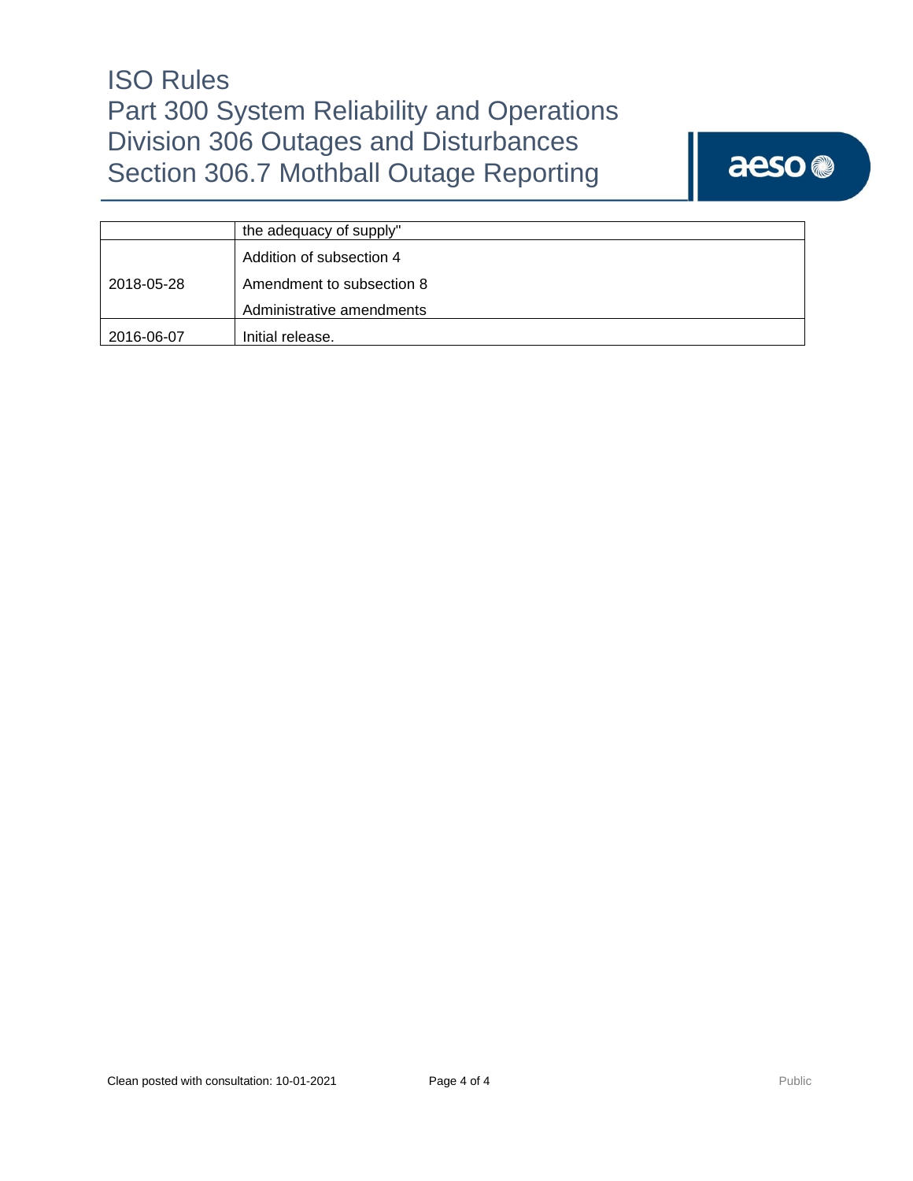| | |
|---|---|
| | the adequacy of supply" |
| 2018-05-28 | Addition of subsection 4<br>Amendment to subsection 8<br>Administrative amendments |
| 2016-06-07 | Initial release. |